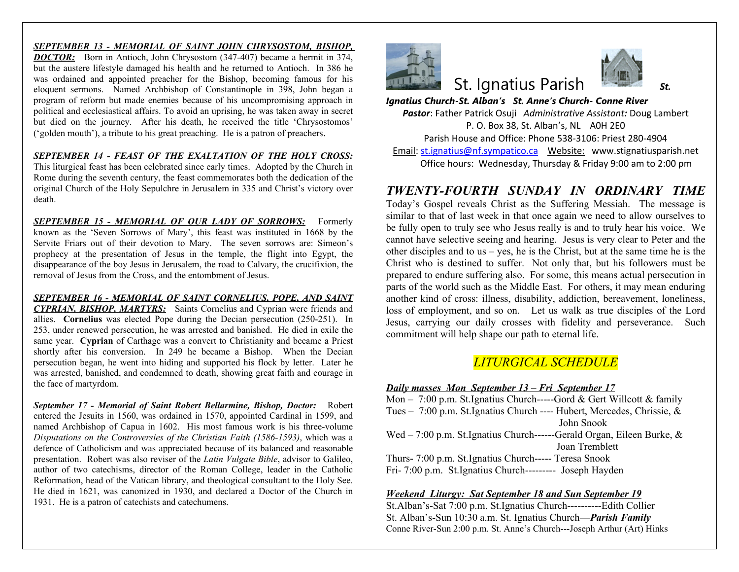***SEPTEMBER 13 - MEMORIAL OF SAINT JOHN CHRYSOSTOM, BISHOP, DOCTOR:*** Born in Antioch, John Chrysostom (347-407) became a hermit in 374, but the austere lifestyle damaged his health and he returned to Antioch. In 386 he was ordained and appointed preacher for the Bishop, becoming famous for his eloquent sermons. Named Archbishop of Constantinople in 398, John began a program of reform but made enemies because of his uncompromising approach in political and ecclesiastical affairs. To avoid an uprising, he was taken away in secret but died on the journey. After his death, he received the title 'Chrysostomos' ('golden mouth'), a tribute to his great preaching. He is a patron of preachers.

***SEPTEMBER 14 - FEAST OF THE EXALTATION OF THE HOLY CROSS:*** This liturgical feast has been celebrated since early times. Adopted by the Church in Rome during the seventh century, the feast commemorates both the dedication of the original Church of the Holy Sepulchre in Jerusalem in 335 and Christ's victory over death.

***SEPTEMBER 15 - MEMORIAL OF OUR LADY OF SORROWS:*** Formerly known as the 'Seven Sorrows of Mary', this feast was instituted in 1668 by the Servite Friars out of their devotion to Mary. The seven sorrows are: Simeon's prophecy at the presentation of Jesus in the temple, the flight into Egypt, the disappearance of the boy Jesus in Jerusalem, the road to Calvary, the crucifixion, the removal of Jesus from the Cross, and the entombment of Jesus.

***SEPTEMBER 16 - MEMORIAL OF SAINT CORNELIUS, POPE, AND SAINT CYPRIAN, BISHOP, MARTYRS:*** Saints Cornelius and Cyprian were friends and allies. **Cornelius** was elected Pope during the Decian persecution (250-251). In 253, under renewed persecution, he was arrested and banished. He died in exile the same year. **Cyprian** of Carthage was a convert to Christianity and became a Priest shortly after his conversion. In 249 he became a Bishop. When the Decian persecution began, he went into hiding and supported his flock by letter. Later he was arrested, banished, and condemned to death, showing great faith and courage in the face of martyrdom.

***September 17 - Memorial of Saint Robert Bellarmine, Bishop, Doctor:*** Robert entered the Jesuits in 1560, was ordained in 1570, appointed Cardinal in 1599, and named Archbishop of Capua in 1602. His most famous work is his three-volume *Disputations on the Controversies of the Christian Faith (1586-1593)*, which was a defence of Catholicism and was appreciated because of its balanced and reasonable presentation. Robert was also reviser of the *Latin Vulgate Bible*, advisor to Galileo, author of two catechisms, director of the Roman College, leader in the Catholic Reformation, head of the Vatican library, and theological consultant to the Holy See. He died in 1621, was canonized in 1930, and declared a Doctor of the Church in 1931. He is a patron of catechists and catechumens.

# St. Ignatius Parish

***St. Ignatius Church-St. Alban's St. Anne's Church- Conne River***

***Pastor***: Father Patrick Osuji *Administrative Assistant:* Doug Lambert

P. O. Box 38, St. Alban's, NL A0H 2E0

Parish House and Office: Phone 538-3106: Priest 280-4904

Email: st.ignatius@nf.sympatico.ca Website: www.stignatiusparish.net

Office hours: Wednesday, Thursday & Friday 9:00 am to 2:00 pm

## *TWENTY-FOURTH SUNDAY IN ORDINARY TIME*

Today's Gospel reveals Christ as the Suffering Messiah. The message is similar to that of last week in that once again we need to allow ourselves to be fully open to truly see who Jesus really is and to truly hear his voice. We cannot have selective seeing and hearing. Jesus is very clear to Peter and the other disciples and to us – yes, he is the Christ, but at the same time he is the Christ who is destined to suffer. Not only that, but his followers must be prepared to endure suffering also. For some, this means actual persecution in parts of the world such as the Middle East. For others, it may mean enduring another kind of cross: illness, disability, addiction, bereavement, loneliness, loss of employment, and so on. Let us walk as true disciples of the Lord Jesus, carrying our daily crosses with fidelity and perseverance. Such commitment will help shape our path to eternal life.

## *LITURGICAL SCHEDULE*

***Daily masses Mon September 13 – Fri September 17***

Mon – 7:00 p.m. St.Ignatius Church-----Gord & Gert Willcott & family

Tues – 7:00 p.m. St.Ignatius Church ---- Hubert, Mercedes, Chrissie, & John Snook

Wed – 7:00 p.m. St.Ignatius Church------Gerald Organ, Eileen Burke, & Joan Tremblett

Thurs- 7:00 p.m. St.Ignatius Church----- Teresa Snook

Fri- 7:00 p.m. St.Ignatius Church--------- Joseph Hayden

***Weekend Liturgy: Sat September 18 and Sun September 19***

St.Alban's-Sat 7:00 p.m. St.Ignatius Church----------Edith Collier

St. Alban's-Sun 10:30 a.m. St. Ignatius Church—***Parish Family***

Conne River-Sun 2:00 p.m. St. Anne's Church---Joseph Arthur (Art) Hinks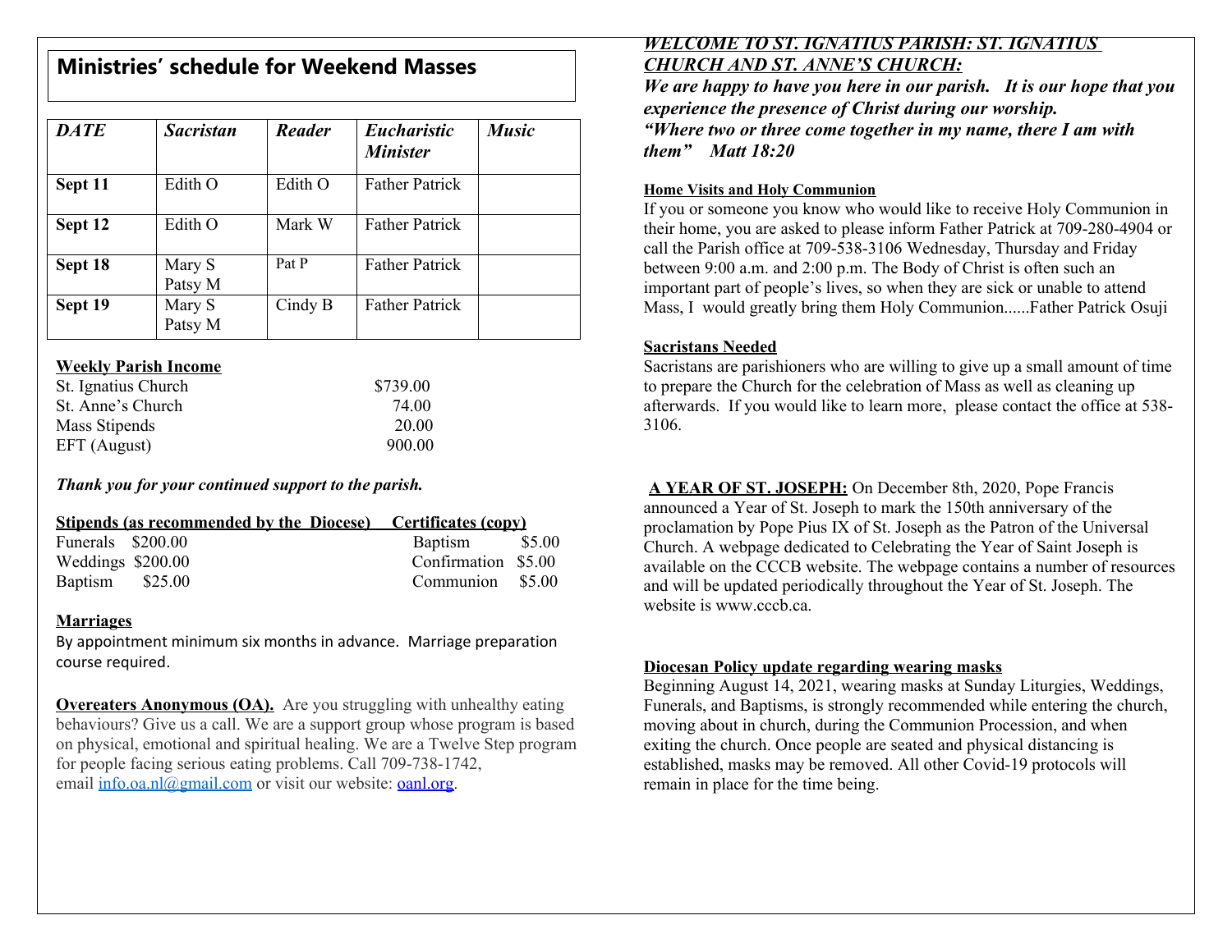## Ministries' schedule for Weekend Masses

| *DATE* | *Sacristan* | *Reader* | *Eucharistic Minister* | *Music* |
|---|---|---|---|---|
| **Sept 11** | Edith O | Edith O | Father Patrick | |
| **Sept 12** | Edith O | Mark W | Father Patrick | |
| **Sept 18** | Mary S Patsy M | Pat P | Father Patrick | |
| **Sept 19** | Mary S Patsy M | Cindy B | Father Patrick | |

**Weekly Parish Income**

| | |
|---|---|
| St. Ignatius Church | $739.00 |
| St. Anne's Church | 74.00 |
| Mass Stipends | 20.00 |
| EFT (August) | 900.00 |

***Thank you for your continued support to the parish.***

| **Stipends (as recommended by the Diocese)** | | **Certificates (copy)** | |
|---|---|---|---|
| Funerals | $200.00 | Baptism | $5.00 |
| Weddings | $200.00 | Confirmation | $5.00 |
| Baptism | $25.00 | Communion | $5.00 |

**Marriages**

By appointment minimum six months in advance. Marriage preparation course required.

**Overeaters Anonymous (OA).** Are you struggling with unhealthy eating behaviours? Give us a call. We are a support group whose program is based on physical, emotional and spiritual healing. We are a Twelve Step program for people facing serious eating problems. Call 709-738-1742, email info.oa.nl@gmail.com or visit our website: oanl.org.

***WELCOME TO ST. IGNATIUS PARISH: ST. IGNATIUS CHURCH AND ST. ANNE'S CHURCH:***

***We are happy to have you here in our parish. It is our hope that you experience the presence of Christ during our worship. "Where two or three come together in my name, there I am with them" Matt 18:20***

**Home Visits and Holy Communion**

If you or someone you know who would like to receive Holy Communion in their home, you are asked to please inform Father Patrick at 709-280-4904 or call the Parish office at 709-538-3106 Wednesday, Thursday and Friday between 9:00 a.m. and 2:00 p.m. The Body of Christ is often such an important part of people's lives, so when they are sick or unable to attend Mass, I would greatly bring them Holy Communion......Father Patrick Osuji

**Sacristans Needed**

Sacristans are parishioners who are willing to give up a small amount of time to prepare the Church for the celebration of Mass as well as cleaning up afterwards. If you would like to learn more, please contact the office at 538-3106.

**A YEAR OF ST. JOSEPH:** On December 8th, 2020, Pope Francis announced a Year of St. Joseph to mark the 150th anniversary of the proclamation by Pope Pius IX of St. Joseph as the Patron of the Universal Church. A webpage dedicated to Celebrating the Year of Saint Joseph is available on the CCCB website. The webpage contains a number of resources and will be updated periodically throughout the Year of St. Joseph. The website is www.cccb.ca.

**Diocesan Policy update regarding wearing masks**

Beginning August 14, 2021, wearing masks at Sunday Liturgies, Weddings, Funerals, and Baptisms, is strongly recommended while entering the church, moving about in church, during the Communion Procession, and when exiting the church. Once people are seated and physical distancing is established, masks may be removed. All other Covid-19 protocols will remain in place for the time being.